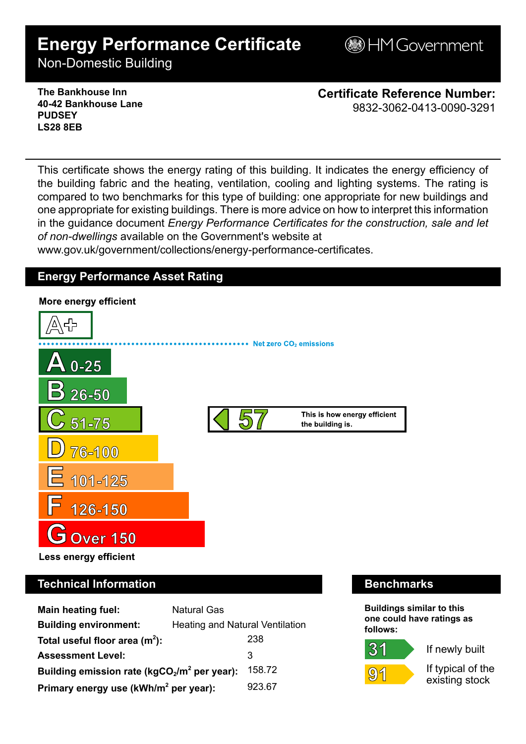# Energy Performance Certificate

Non-Domestic Building

HM Government

**The Bankhouse Inn**
**40-42 Bankhouse Lane**
**PUDSEY**
**LS28 8EB**

**Certificate Reference Number:**
9832-3062-0413-0090-3291

This certificate shows the energy rating of this building. It indicates the energy efficiency of the building fabric and the heating, ventilation, cooling and lighting systems. The rating is compared to two benchmarks for this type of building: one appropriate for new buildings and one appropriate for existing buildings. There is more advice on how to interpret this information in the guidance document *Energy Performance Certificates for the construction, sale and let of non-dwellings* available on the Government's website at www.gov.uk/government/collections/energy-performance-certificates.

## Energy Performance Asset Rating

**More energy efficient**

A+

Net zero $CO_2$ emissions

A 0-25

B 26-50

C 51-75

D 76-100

E 101-125

F 126-150

G Over 150

**Less energy efficient**

57 This is how energy efficient the building is.

## Technical Information

| | |
|---|---|
| **Main heating fuel:** | Natural Gas |
| **Building environment:** | Heating and Natural Ventilation |
| **Total useful floor area ($m^2$):** | 238 |
| **Assessment Level:** | 3 |
| **Building emission rate ($kgCO_2/m^2$ per year):** | 158.72 |
| **Primary energy use ($kWh/m^2$ per year):** | 923.67 |

## Benchmarks

**Buildings similar to this one could have ratings as follows:**

31 If newly built

91 If typical of the existing stock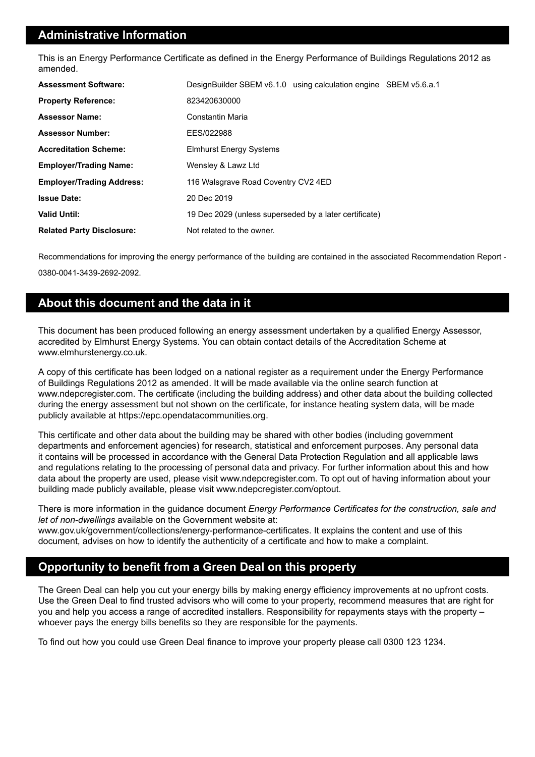## Administrative Information

This is an Energy Performance Certificate as defined in the Energy Performance of Buildings Regulations 2012 as amended.

| | |
|---|---|
| **Assessment Software:** | DesignBuilder SBEM v6.1.0 using calculation engine SBEM v5.6.a.1 |
| **Property Reference:** | 823420630000 |
| **Assessor Name:** | Constantin Maria |
| **Assessor Number:** | EES/022988 |
| **Accreditation Scheme:** | Elmhurst Energy Systems |
| **Employer/Trading Name:** | Wensley & Lawz Ltd |
| **Employer/Trading Address:** | 116 Walsgrave Road Coventry CV2 4ED |
| **Issue Date:** | 20 Dec 2019 |
| **Valid Until:** | 19 Dec 2029 (unless superseded by a later certificate) |
| **Related Party Disclosure:** | Not related to the owner. |

Recommendations for improving the energy performance of the building are contained in the associated Recommendation Report - 0380-0041-3439-2692-2092.

## About this document and the data in it

This document has been produced following an energy assessment undertaken by a qualified Energy Assessor, accredited by Elmhurst Energy Systems. You can obtain contact details of the Accreditation Scheme at www.elmhurstenergy.co.uk.

A copy of this certificate has been lodged on a national register as a requirement under the Energy Performance of Buildings Regulations 2012 as amended. It will be made available via the online search function at www.ndepcregister.com. The certificate (including the building address) and other data about the building collected during the energy assessment but not shown on the certificate, for instance heating system data, will be made publicly available at https://epc.opendatacommunities.org.

This certificate and other data about the building may be shared with other bodies (including government departments and enforcement agencies) for research, statistical and enforcement purposes. Any personal data it contains will be processed in accordance with the General Data Protection Regulation and all applicable laws and regulations relating to the processing of personal data and privacy. For further information about this and how data about the property are used, please visit www.ndepcregister.com. To opt out of having information about your building made publicly available, please visit www.ndepcregister.com/optout.

There is more information in the guidance document *Energy Performance Certificates for the construction, sale and let of non-dwellings* available on the Government website at: www.gov.uk/government/collections/energy-performance-certificates. It explains the content and use of this document, advises on how to identify the authenticity of a certificate and how to make a complaint.

## Opportunity to benefit from a Green Deal on this property

The Green Deal can help you cut your energy bills by making energy efficiency improvements at no upfront costs. Use the Green Deal to find trusted advisors who will come to your property, recommend measures that are right for you and help you access a range of accredited installers. Responsibility for repayments stays with the property – whoever pays the energy bills benefits so they are responsible for the payments.

To find out how you could use Green Deal finance to improve your property please call 0300 123 1234.